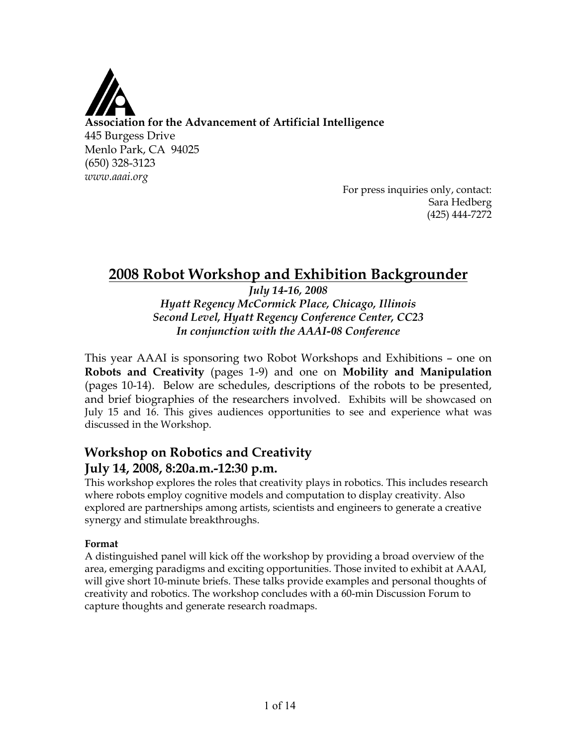**Association for the Advancement of Artificial Intelligence**
445 Burgess Drive
Menlo Park, CA 94025
(650) 328-3123
*www.aaai.org*

For press inquiries only, contact:
Sara Hedberg
(425) 444-7272

# 2008 Robot Workshop and Exhibition Backgrounder

***July 14-16, 2008***
***Hyatt Regency McCormick Place, Chicago, Illinois***
***Second Level, Hyatt Regency Conference Center, CC23***
***In conjunction with the AAAI-08 Conference***

This year AAAI is sponsoring two Robot Workshops and Exhibitions – one on **Robots and Creativity** (pages 1-9) and one on **Mobility and Manipulation** (pages 10-14). Below are schedules, descriptions of the robots to be presented, and brief biographies of the researchers involved. Exhibits will be showcased on July 15 and 16. This gives audiences opportunities to see and experience what was discussed in the Workshop.

## Workshop on Robotics and Creativity
## July 14, 2008, 8:20a.m.-12:30 p.m.

This workshop explores the roles that creativity plays in robotics. This includes research where robots employ cognitive models and computation to display creativity. Also explored are partnerships among artists, scientists and engineers to generate a creative synergy and stimulate breakthroughs.

**Format**

A distinguished panel will kick off the workshop by providing a broad overview of the area, emerging paradigms and exciting opportunities. Those invited to exhibit at AAAI, will give short 10-minute briefs. These talks provide examples and personal thoughts of creativity and robotics. The workshop concludes with a 60-min Discussion Forum to capture thoughts and generate research roadmaps.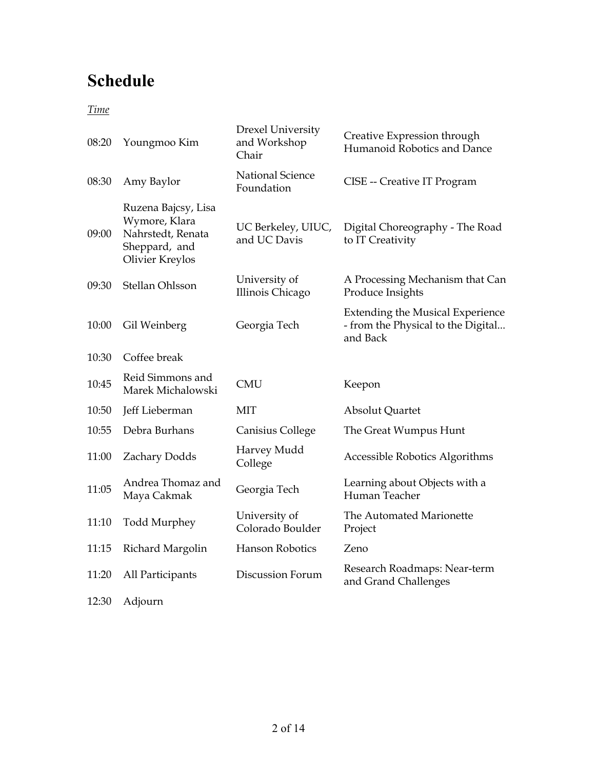# Schedule

| *Time* | | | |
|---|---|---|---|
| 08:20 | Youngmoo Kim | Drexel University and Workshop Chair | Creative Expression through Humanoid Robotics and Dance |
| 08:30 | Amy Baylor | National Science Foundation | CISE -- Creative IT Program |
| 09:00 | Ruzena Bajcsy, Lisa Wymore, Klara Nahrstedt, Renata Sheppard, and Olivier Kreylos | UC Berkeley, UIUC, and UC Davis | Digital Choreography - The Road to IT Creativity |
| 09:30 | Stellan Ohlsson | University of Illinois Chicago | A Processing Mechanism that Can Produce Insights |
| 10:00 | Gil Weinberg | Georgia Tech | Extending the Musical Experience - from the Physical to the Digital... and Back |
| 10:30 | Coffee break | | |
| 10:45 | Reid Simmons and Marek Michalowski | CMU | Keepon |
| 10:50 | Jeff Lieberman | MIT | Absolut Quartet |
| 10:55 | Debra Burhans | Canisius College | The Great Wumpus Hunt |
| 11:00 | Zachary Dodds | Harvey Mudd College | Accessible Robotics Algorithms |
| 11:05 | Andrea Thomaz and Maya Cakmak | Georgia Tech | Learning about Objects with a Human Teacher |
| 11:10 | Todd Murphey | University of Colorado Boulder | The Automated Marionette Project |
| 11:15 | Richard Margolin | Hanson Robotics | Zeno |
| 11:20 | All Participants | Discussion Forum | Research Roadmaps: Near-term and Grand Challenges |
| 12:30 | Adjourn | | |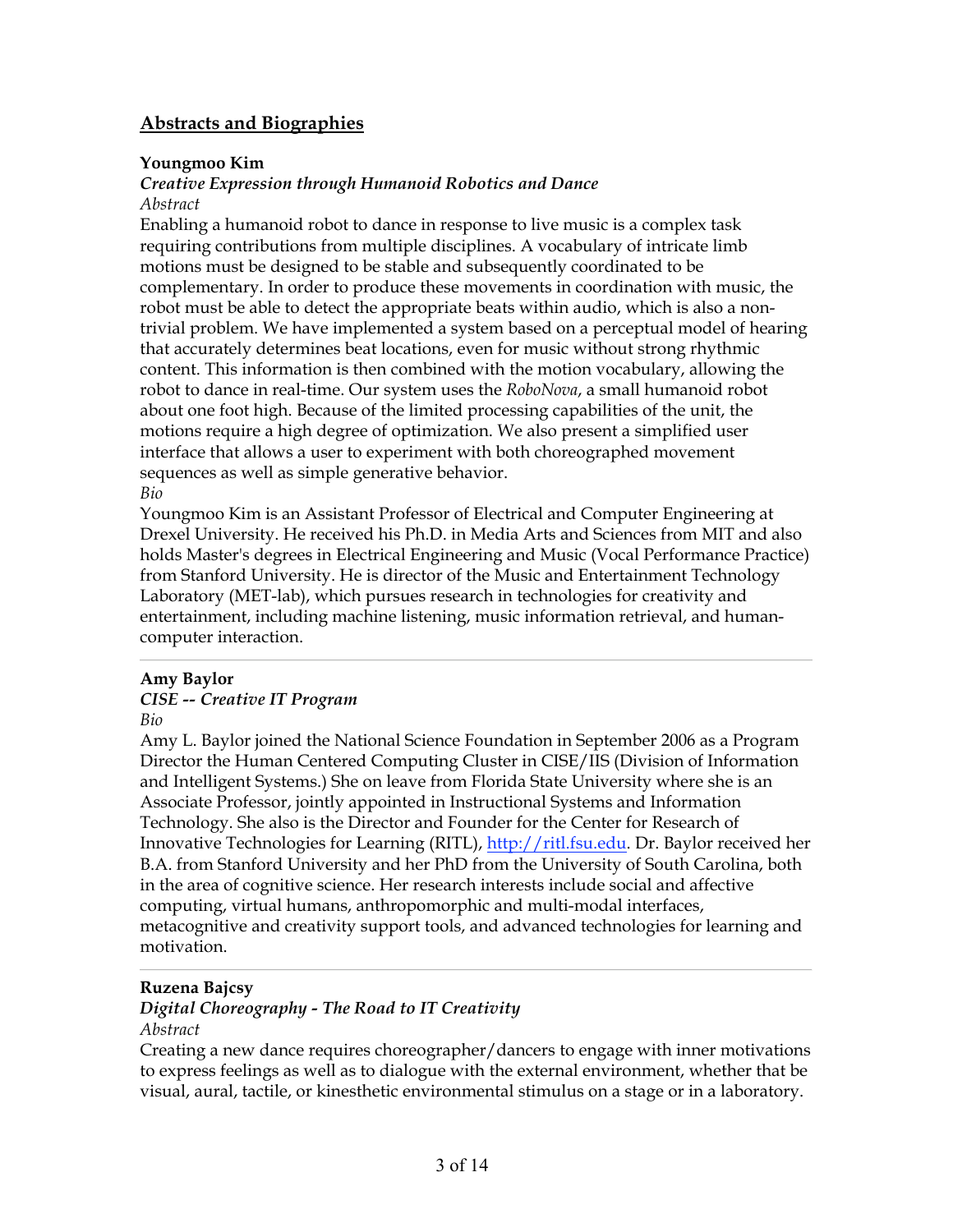## Abstracts and Biographies

**Youngmoo Kim**

***Creative Expression through Humanoid Robotics and Dance***

*Abstract*

Enabling a humanoid robot to dance in response to live music is a complex task requiring contributions from multiple disciplines. A vocabulary of intricate limb motions must be designed to be stable and subsequently coordinated to be complementary. In order to produce these movements in coordination with music, the robot must be able to detect the appropriate beats within audio, which is also a non-trivial problem. We have implemented a system based on a perceptual model of hearing that accurately determines beat locations, even for music without strong rhythmic content. This information is then combined with the motion vocabulary, allowing the robot to dance in real-time. Our system uses the *RoboNova*, a small humanoid robot about one foot high. Because of the limited processing capabilities of the unit, the motions require a high degree of optimization. We also present a simplified user interface that allows a user to experiment with both choreographed movement sequences as well as simple generative behavior.

*Bio*

Youngmoo Kim is an Assistant Professor of Electrical and Computer Engineering at Drexel University. He received his Ph.D. in Media Arts and Sciences from MIT and also holds Master's degrees in Electrical Engineering and Music (Vocal Performance Practice) from Stanford University. He is director of the Music and Entertainment Technology Laboratory (MET-lab), which pursues research in technologies for creativity and entertainment, including machine listening, music information retrieval, and human-computer interaction.

---

**Amy Baylor**

***CISE -- Creative IT Program***

*Bio*

Amy L. Baylor joined the National Science Foundation in September 2006 as a Program Director the Human Centered Computing Cluster in CISE/IIS (Division of Information and Intelligent Systems.) She on leave from Florida State University where she is an Associate Professor, jointly appointed in Instructional Systems and Information Technology. She also is the Director and Founder for the Center for Research of Innovative Technologies for Learning (RITL), [http://ritl.fsu.edu](http://ritl.fsu.edu). Dr. Baylor received her B.A. from Stanford University and her PhD from the University of South Carolina, both in the area of cognitive science. Her research interests include social and affective computing, virtual humans, anthropomorphic and multi-modal interfaces, metacognitive and creativity support tools, and advanced technologies for learning and motivation.

---

**Ruzena Bajcsy**

***Digital Choreography - The Road to IT Creativity***

*Abstract*

Creating a new dance requires choreographer/dancers to engage with inner motivations to express feelings as well as to dialogue with the external environment, whether that be visual, aural, tactile, or kinesthetic environmental stimulus on a stage or in a laboratory.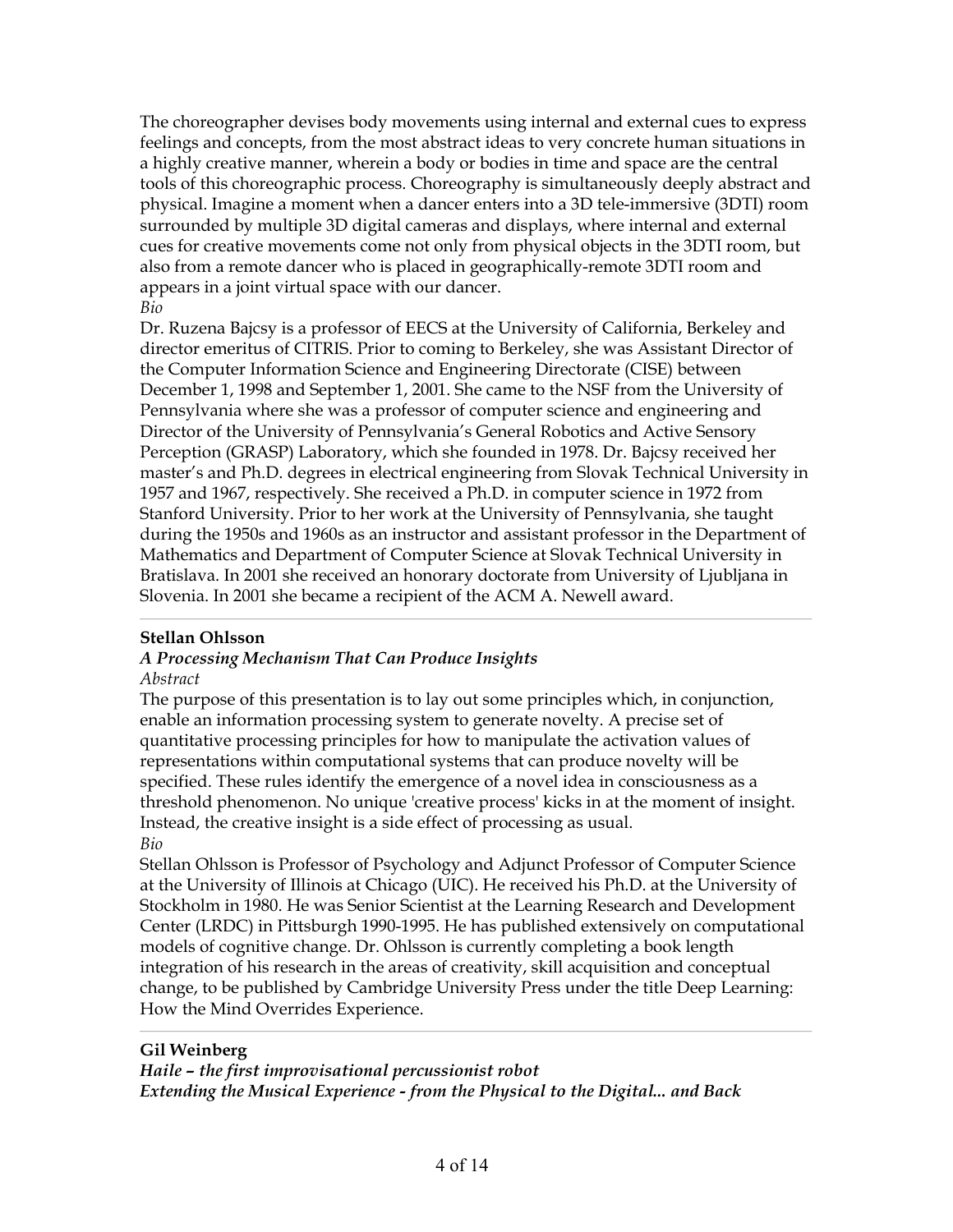The choreographer devises body movements using internal and external cues to express feelings and concepts, from the most abstract ideas to very concrete human situations in a highly creative manner, wherein a body or bodies in time and space are the central tools of this choreographic process. Choreography is simultaneously deeply abstract and physical. Imagine a moment when a dancer enters into a 3D tele-immersive (3DTI) room surrounded by multiple 3D digital cameras and displays, where internal and external cues for creative movements come not only from physical objects in the 3DTI room, but also from a remote dancer who is placed in geographically-remote 3DTI room and appears in a joint virtual space with our dancer.

*Bio*

Dr. Ruzena Bajcsy is a professor of EECS at the University of California, Berkeley and director emeritus of CITRIS. Prior to coming to Berkeley, she was Assistant Director of the Computer Information Science and Engineering Directorate (CISE) between December 1, 1998 and September 1, 2001. She came to the NSF from the University of Pennsylvania where she was a professor of computer science and engineering and Director of the University of Pennsylvania's General Robotics and Active Sensory Perception (GRASP) Laboratory, which she founded in 1978. Dr. Bajcsy received her master's and Ph.D. degrees in electrical engineering from Slovak Technical University in 1957 and 1967, respectively. She received a Ph.D. in computer science in 1972 from Stanford University. Prior to her work at the University of Pennsylvania, she taught during the 1950s and 1960s as an instructor and assistant professor in the Department of Mathematics and Department of Computer Science at Slovak Technical University in Bratislava. In 2001 she received an honorary doctorate from University of Ljubljana in Slovenia. In 2001 she became a recipient of the ACM A. Newell award.

---

**Stellan Ohlsson**

***A Processing Mechanism That Can Produce Insights***

*Abstract*

The purpose of this presentation is to lay out some principles which, in conjunction, enable an information processing system to generate novelty. A precise set of quantitative processing principles for how to manipulate the activation values of representations within computational systems that can produce novelty will be specified. These rules identify the emergence of a novel idea in consciousness as a threshold phenomenon. No unique 'creative process' kicks in at the moment of insight. Instead, the creative insight is a side effect of processing as usual.

*Bio*

Stellan Ohlsson is Professor of Psychology and Adjunct Professor of Computer Science at the University of Illinois at Chicago (UIC). He received his Ph.D. at the University of Stockholm in 1980. He was Senior Scientist at the Learning Research and Development Center (LRDC) in Pittsburgh 1990-1995. He has published extensively on computational models of cognitive change. Dr. Ohlsson is currently completing a book length integration of his research in the areas of creativity, skill acquisition and conceptual change, to be published by Cambridge University Press under the title Deep Learning: How the Mind Overrides Experience.

---

**Gil Weinberg**

***Haile – the first improvisational percussionist robot***

***Extending the Musical Experience - from the Physical to the Digital... and Back***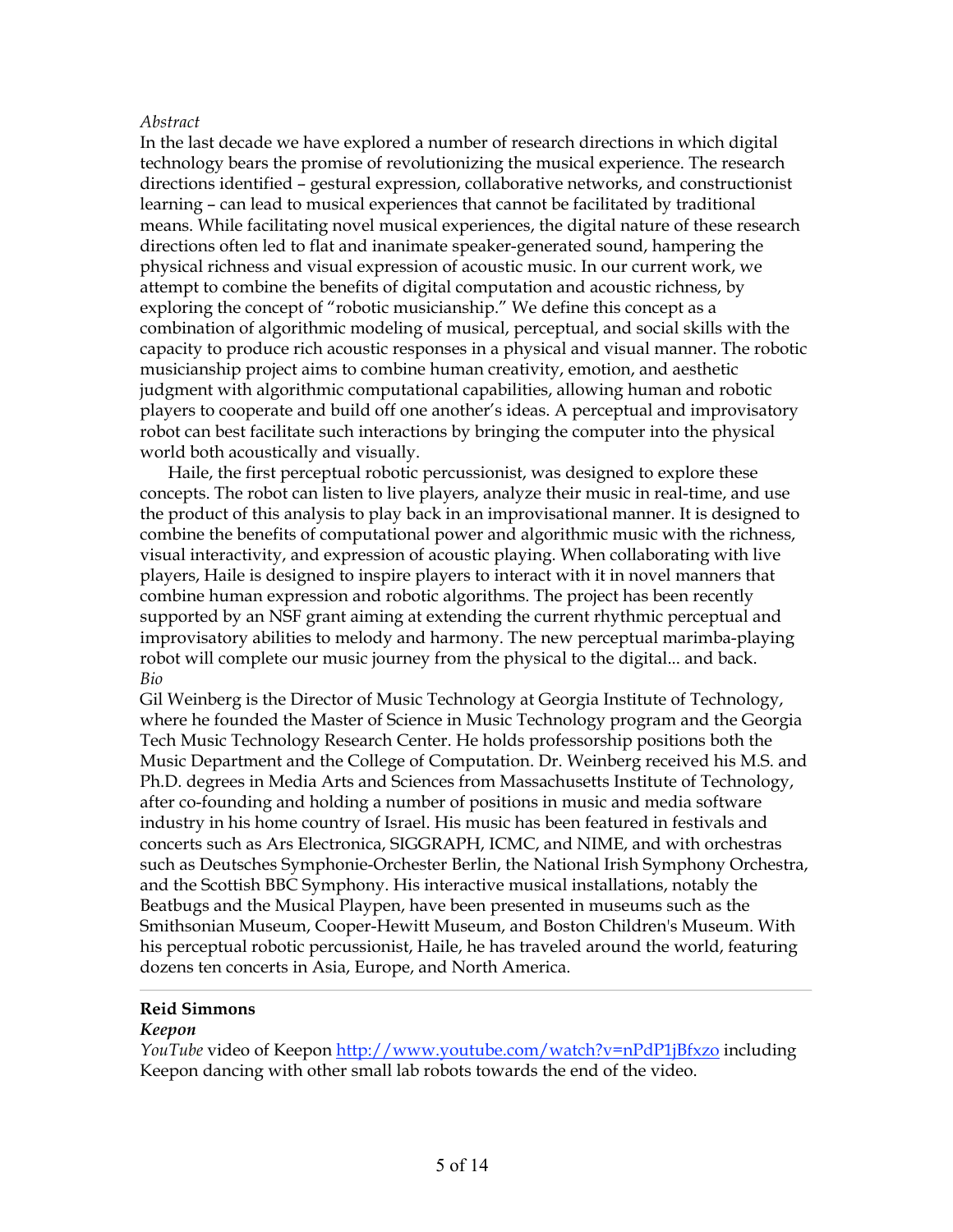*Abstract*

In the last decade we have explored a number of research directions in which digital technology bears the promise of revolutionizing the musical experience. The research directions identified – gestural expression, collaborative networks, and constructionist learning – can lead to musical experiences that cannot be facilitated by traditional means. While facilitating novel musical experiences, the digital nature of these research directions often led to flat and inanimate speaker-generated sound, hampering the physical richness and visual expression of acoustic music. In our current work, we attempt to combine the benefits of digital computation and acoustic richness, by exploring the concept of "robotic musicianship." We define this concept as a combination of algorithmic modeling of musical, perceptual, and social skills with the capacity to produce rich acoustic responses in a physical and visual manner. The robotic musicianship project aims to combine human creativity, emotion, and aesthetic judgment with algorithmic computational capabilities, allowing human and robotic players to cooperate and build off one another's ideas. A perceptual and improvisatory robot can best facilitate such interactions by bringing the computer into the physical world both acoustically and visually.

Haile, the first perceptual robotic percussionist, was designed to explore these concepts. The robot can listen to live players, analyze their music in real-time, and use the product of this analysis to play back in an improvisational manner. It is designed to combine the benefits of computational power and algorithmic music with the richness, visual interactivity, and expression of acoustic playing. When collaborating with live players, Haile is designed to inspire players to interact with it in novel manners that combine human expression and robotic algorithms. The project has been recently supported by an NSF grant aiming at extending the current rhythmic perceptual and improvisatory abilities to melody and harmony. The new perceptual marimba-playing robot will complete our music journey from the physical to the digital... and back.

*Bio*

Gil Weinberg is the Director of Music Technology at Georgia Institute of Technology, where he founded the Master of Science in Music Technology program and the Georgia Tech Music Technology Research Center. He holds professorship positions both the Music Department and the College of Computation. Dr. Weinberg received his M.S. and Ph.D. degrees in Media Arts and Sciences from Massachusetts Institute of Technology, after co-founding and holding a number of positions in music and media software industry in his home country of Israel. His music has been featured in festivals and concerts such as Ars Electronica, SIGGRAPH, ICMC, and NIME, and with orchestras such as Deutsches Symphonie-Orchester Berlin, the National Irish Symphony Orchestra, and the Scottish BBC Symphony. His interactive musical installations, notably the Beatbugs and the Musical Playpen, have been presented in museums such as the Smithsonian Museum, Cooper-Hewitt Museum, and Boston Children's Museum. With his perceptual robotic percussionist, Haile, he has traveled around the world, featuring dozens ten concerts in Asia, Europe, and North America.

---

**Reid Simmons**

***Keepon***

*YouTube* video of Keepon http://www.youtube.com/watch?v=nPdP1jBfxzo including Keepon dancing with other small lab robots towards the end of the video.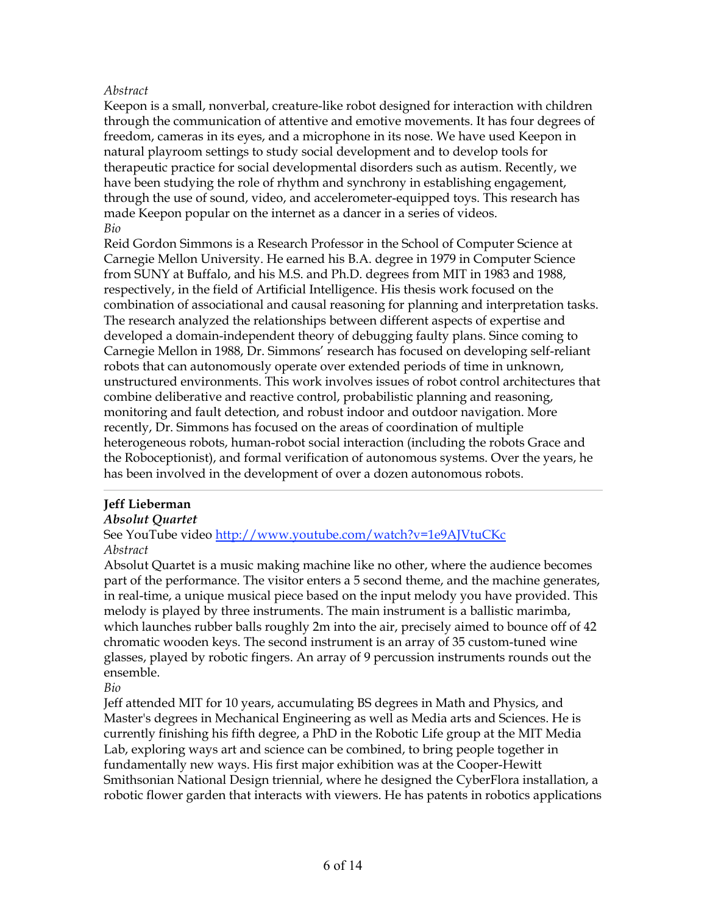*Abstract*

Keepon is a small, nonverbal, creature-like robot designed for interaction with children through the communication of attentive and emotive movements. It has four degrees of freedom, cameras in its eyes, and a microphone in its nose. We have used Keepon in natural playroom settings to study social development and to develop tools for therapeutic practice for social developmental disorders such as autism. Recently, we have been studying the role of rhythm and synchrony in establishing engagement, through the use of sound, video, and accelerometer-equipped toys. This research has made Keepon popular on the internet as a dancer in a series of videos.

*Bio*

Reid Gordon Simmons is a Research Professor in the School of Computer Science at Carnegie Mellon University. He earned his B.A. degree in 1979 in Computer Science from SUNY at Buffalo, and his M.S. and Ph.D. degrees from MIT in 1983 and 1988, respectively, in the field of Artificial Intelligence. His thesis work focused on the combination of associational and causal reasoning for planning and interpretation tasks. The research analyzed the relationships between different aspects of expertise and developed a domain-independent theory of debugging faulty plans. Since coming to Carnegie Mellon in 1988, Dr. Simmons' research has focused on developing self-reliant robots that can autonomously operate over extended periods of time in unknown, unstructured environments. This work involves issues of robot control architectures that combine deliberative and reactive control, probabilistic planning and reasoning, monitoring and fault detection, and robust indoor and outdoor navigation. More recently, Dr. Simmons has focused on the areas of coordination of multiple heterogeneous robots, human-robot social interaction (including the robots Grace and the Roboceptionist), and formal verification of autonomous systems. Over the years, he has been involved in the development of over a dozen autonomous robots.

---

**Jeff Lieberman**

***Absolut Quartet***

See YouTube video http://www.youtube.com/watch?v=1e9AJVtuCKc

*Abstract*

Absolut Quartet is a music making machine like no other, where the audience becomes part of the performance. The visitor enters a 5 second theme, and the machine generates, in real-time, a unique musical piece based on the input melody you have provided. This melody is played by three instruments. The main instrument is a ballistic marimba, which launches rubber balls roughly 2m into the air, precisely aimed to bounce off of 42 chromatic wooden keys. The second instrument is an array of 35 custom-tuned wine glasses, played by robotic fingers. An array of 9 percussion instruments rounds out the ensemble.

*Bio*

Jeff attended MIT for 10 years, accumulating BS degrees in Math and Physics, and Master's degrees in Mechanical Engineering as well as Media arts and Sciences. He is currently finishing his fifth degree, a PhD in the Robotic Life group at the MIT Media Lab, exploring ways art and science can be combined, to bring people together in fundamentally new ways. His first major exhibition was at the Cooper-Hewitt Smithsonian National Design triennial, where he designed the CyberFlora installation, a robotic flower garden that interacts with viewers. He has patents in robotics applications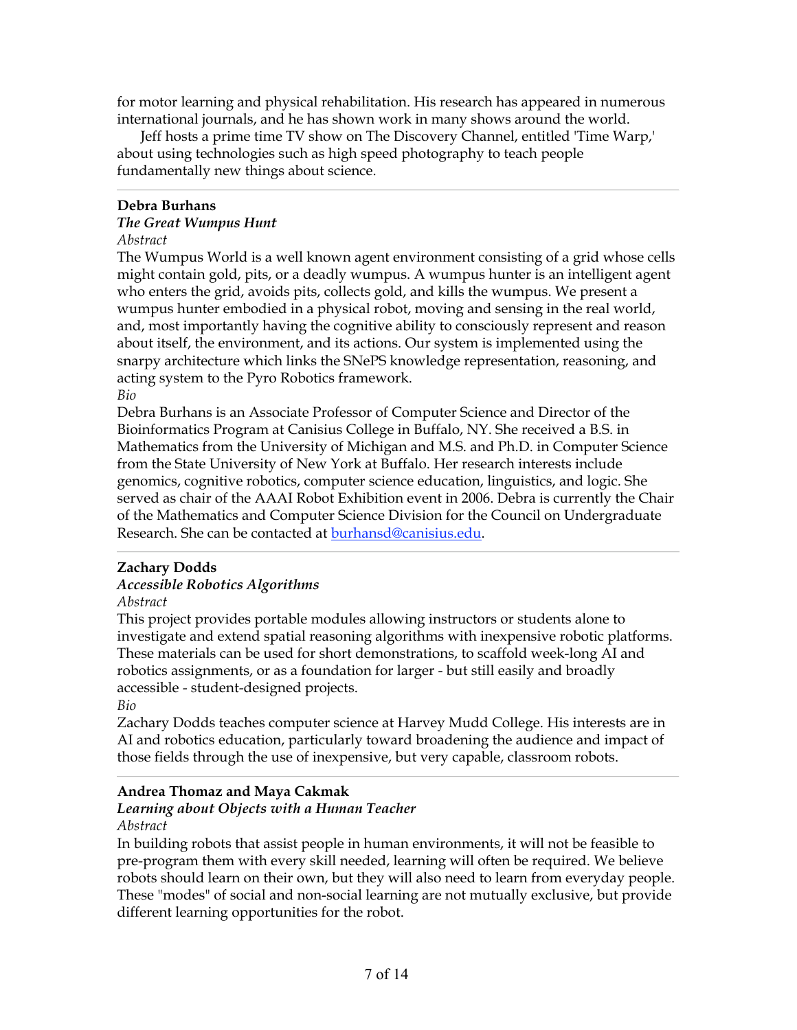for motor learning and physical rehabilitation. His research has appeared in numerous international journals, and he has shown work in many shows around the world.

Jeff hosts a prime time TV show on The Discovery Channel, entitled 'Time Warp,' about using technologies such as high speed photography to teach people fundamentally new things about science.

---

**Debra Burhans**

***The Great Wumpus Hunt***

*Abstract*

The Wumpus World is a well known agent environment consisting of a grid whose cells might contain gold, pits, or a deadly wumpus. A wumpus hunter is an intelligent agent who enters the grid, avoids pits, collects gold, and kills the wumpus. We present a wumpus hunter embodied in a physical robot, moving and sensing in the real world, and, most importantly having the cognitive ability to consciously represent and reason about itself, the environment, and its actions. Our system is implemented using the snarpy architecture which links the SNePS knowledge representation, reasoning, and acting system to the Pyro Robotics framework.

*Bio*

Debra Burhans is an Associate Professor of Computer Science and Director of the Bioinformatics Program at Canisius College in Buffalo, NY. She received a B.S. in Mathematics from the University of Michigan and M.S. and Ph.D. in Computer Science from the State University of New York at Buffalo. Her research interests include genomics, cognitive robotics, computer science education, linguistics, and logic. She served as chair of the AAAI Robot Exhibition event in 2006. Debra is currently the Chair of the Mathematics and Computer Science Division for the Council on Undergraduate Research. She can be contacted at burhansd@canisius.edu.

---

**Zachary Dodds**

***Accessible Robotics Algorithms***

*Abstract*

This project provides portable modules allowing instructors or students alone to investigate and extend spatial reasoning algorithms with inexpensive robotic platforms. These materials can be used for short demonstrations, to scaffold week-long AI and robotics assignments, or as a foundation for larger - but still easily and broadly accessible - student-designed projects.

*Bio*

Zachary Dodds teaches computer science at Harvey Mudd College. His interests are in AI and robotics education, particularly toward broadening the audience and impact of those fields through the use of inexpensive, but very capable, classroom robots.

---

**Andrea Thomaz and Maya Cakmak**

***Learning about Objects with a Human Teacher***

*Abstract*

In building robots that assist people in human environments, it will not be feasible to pre-program them with every skill needed, learning will often be required. We believe robots should learn on their own, but they will also need to learn from everyday people. These "modes" of social and non-social learning are not mutually exclusive, but provide different learning opportunities for the robot.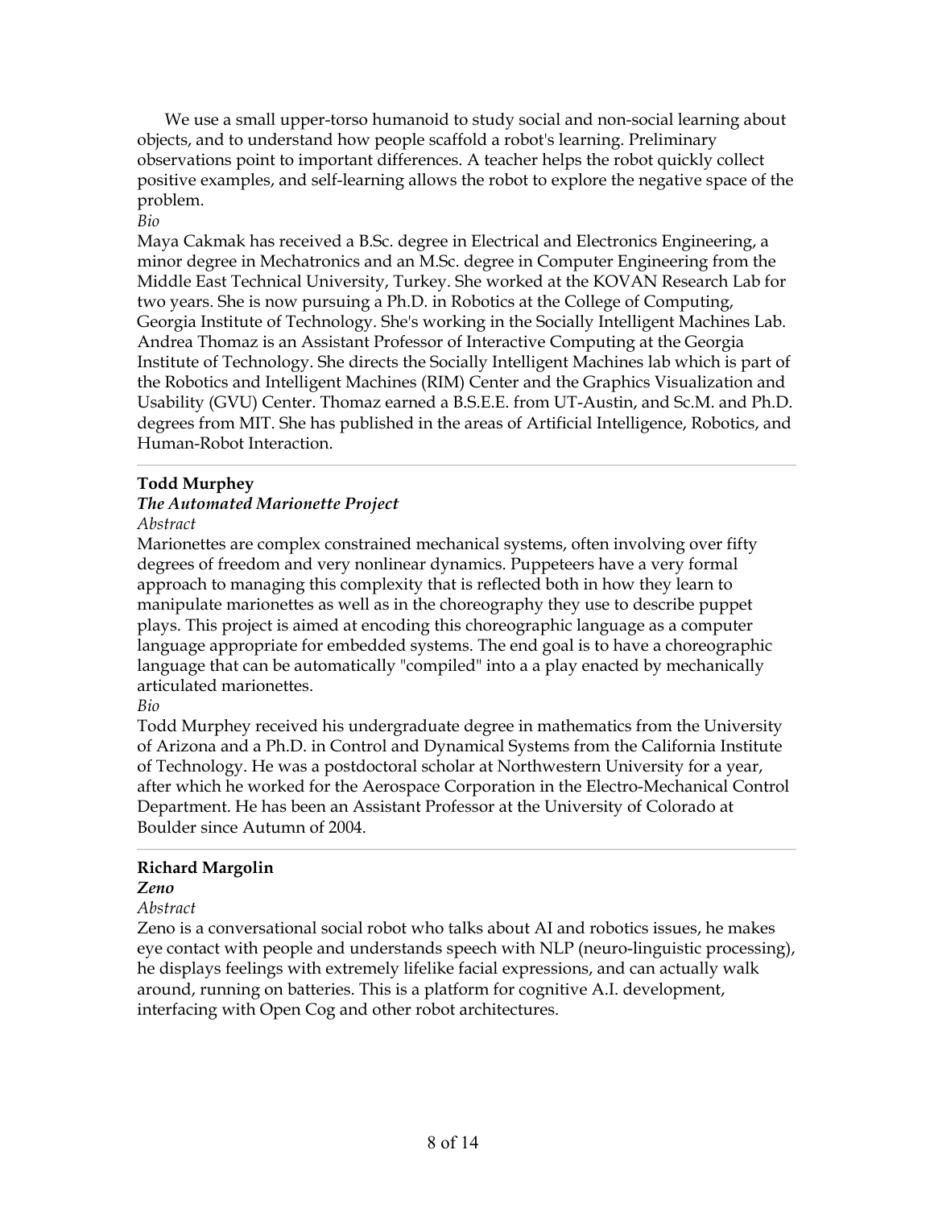We use a small upper-torso humanoid to study social and non-social learning about objects, and to understand how people scaffold a robot's learning. Preliminary observations point to important differences. A teacher helps the robot quickly collect positive examples, and self-learning allows the robot to explore the negative space of the problem.

*Bio*

Maya Cakmak has received a B.Sc. degree in Electrical and Electronics Engineering, a minor degree in Mechatronics and an M.Sc. degree in Computer Engineering from the Middle East Technical University, Turkey. She worked at the KOVAN Research Lab for two years. She is now pursuing a Ph.D. in Robotics at the College of Computing, Georgia Institute of Technology. She's working in the Socially Intelligent Machines Lab. Andrea Thomaz is an Assistant Professor of Interactive Computing at the Georgia Institute of Technology. She directs the Socially Intelligent Machines lab which is part of the Robotics and Intelligent Machines (RIM) Center and the Graphics Visualization and Usability (GVU) Center. Thomaz earned a B.S.E.E. from UT-Austin, and Sc.M. and Ph.D. degrees from MIT. She has published in the areas of Artificial Intelligence, Robotics, and Human-Robot Interaction.

---

**Todd Murphey**

***The Automated Marionette Project***

*Abstract*

Marionettes are complex constrained mechanical systems, often involving over fifty degrees of freedom and very nonlinear dynamics. Puppeteers have a very formal approach to managing this complexity that is reflected both in how they learn to manipulate marionettes as well as in the choreography they use to describe puppet plays. This project is aimed at encoding this choreographic language as a computer language appropriate for embedded systems. The end goal is to have a choreographic language that can be automatically "compiled" into a a play enacted by mechanically articulated marionettes.

*Bio*

Todd Murphey received his undergraduate degree in mathematics from the University of Arizona and a Ph.D. in Control and Dynamical Systems from the California Institute of Technology. He was a postdoctoral scholar at Northwestern University for a year, after which he worked for the Aerospace Corporation in the Electro-Mechanical Control Department. He has been an Assistant Professor at the University of Colorado at Boulder since Autumn of 2004.

---

**Richard Margolin**

***Zeno***

*Abstract*

Zeno is a conversational social robot who talks about AI and robotics issues, he makes eye contact with people and understands speech with NLP (neuro-linguistic processing), he displays feelings with extremely lifelike facial expressions, and can actually walk around, running on batteries. This is a platform for cognitive A.I. development, interfacing with Open Cog and other robot architectures.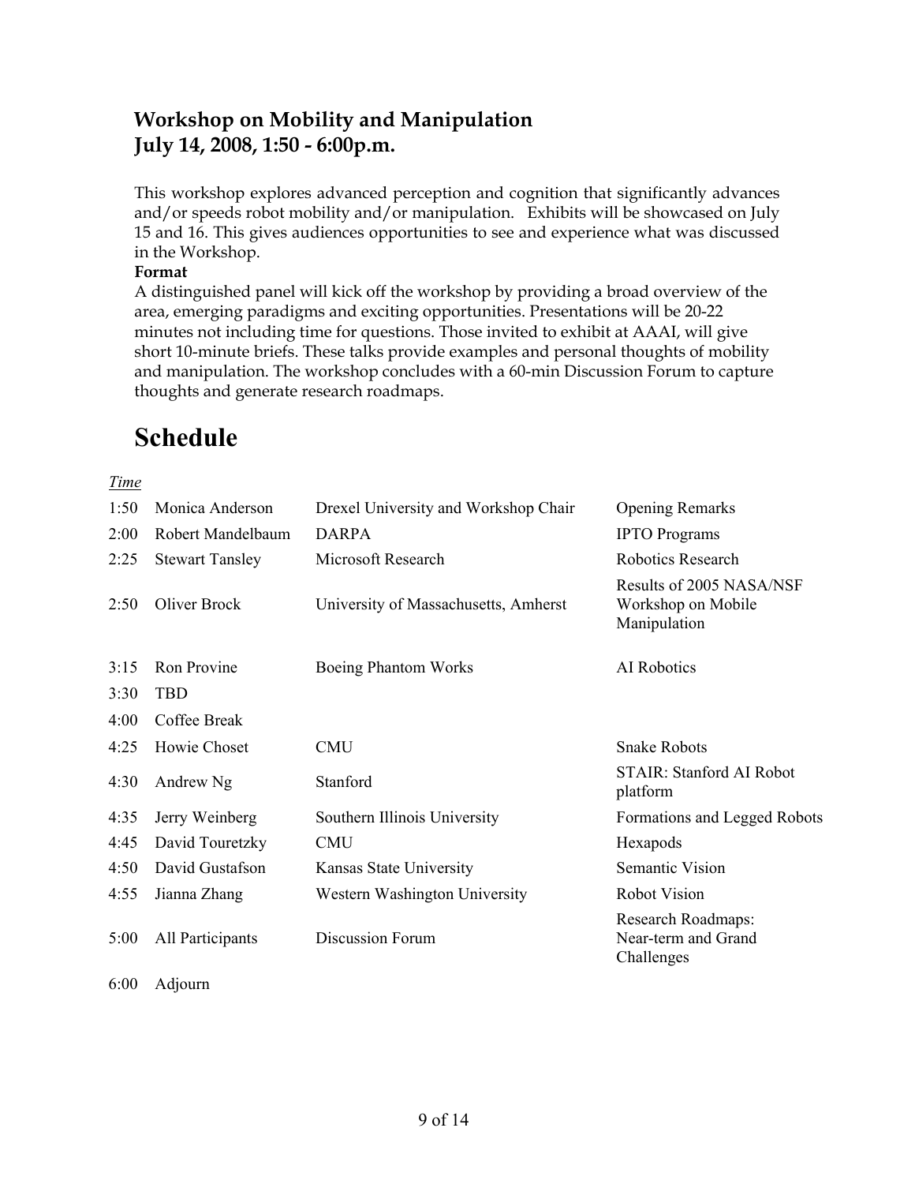## Workshop on Mobility and Manipulation
## July 14, 2008, 1:50 - 6:00p.m.

This workshop explores advanced perception and cognition that significantly advances and/or speeds robot mobility and/or manipulation. Exhibits will be showcased on July 15 and 16. This gives audiences opportunities to see and experience what was discussed in the Workshop.

**Format**

A distinguished panel will kick off the workshop by providing a broad overview of the area, emerging paradigms and exciting opportunities. Presentations will be 20-22 minutes not including time for questions. Those invited to exhibit at AAAI, will give short 10-minute briefs. These talks provide examples and personal thoughts of mobility and manipulation. The workshop concludes with a 60-min Discussion Forum to capture thoughts and generate research roadmaps.

# Schedule

| *Time* | | | |
|---|---|---|---|
| 1:50 | Monica Anderson | Drexel University and Workshop Chair | Opening Remarks |
| 2:00 | Robert Mandelbaum | DARPA | IPTO Programs |
| 2:25 | Stewart Tansley | Microsoft Research | Robotics Research |
| 2:50 | Oliver Brock | University of Massachusetts, Amherst | Results of 2005 NASA/NSF Workshop on Mobile Manipulation |
| 3:15 | Ron Provine | Boeing Phantom Works | AI Robotics |
| 3:30 | TBD | | |
| 4:00 | Coffee Break | | |
| 4:25 | Howie Choset | CMU | Snake Robots |
| 4:30 | Andrew Ng | Stanford | STAIR: Stanford AI Robot platform |
| 4:35 | Jerry Weinberg | Southern Illinois University | Formations and Legged Robots |
| 4:45 | David Touretzky | CMU | Hexapods |
| 4:50 | David Gustafson | Kansas State University | Semantic Vision |
| 4:55 | Jianna Zhang | Western Washington University | Robot Vision |
| 5:00 | All Participants | Discussion Forum | Research Roadmaps: Near-term and Grand Challenges |
| 6:00 | Adjourn | | |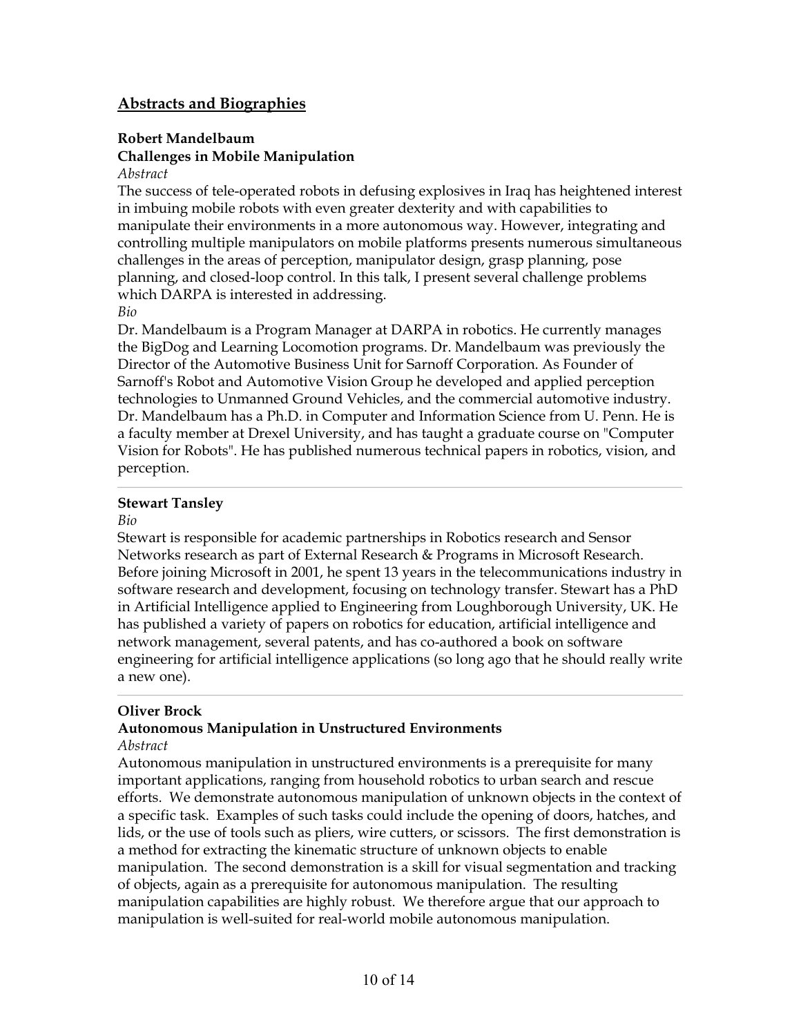## Abstracts and Biographies

**Robert Mandelbaum**
**Challenges in Mobile Manipulation**

*Abstract*

The success of tele-operated robots in defusing explosives in Iraq has heightened interest in imbuing mobile robots with even greater dexterity and with capabilities to manipulate their environments in a more autonomous way. However, integrating and controlling multiple manipulators on mobile platforms presents numerous simultaneous challenges in the areas of perception, manipulator design, grasp planning, pose planning, and closed-loop control. In this talk, I present several challenge problems which DARPA is interested in addressing.

*Bio*

Dr. Mandelbaum is a Program Manager at DARPA in robotics. He currently manages the BigDog and Learning Locomotion programs. Dr. Mandelbaum was previously the Director of the Automotive Business Unit for Sarnoff Corporation. As Founder of Sarnoff's Robot and Automotive Vision Group he developed and applied perception technologies to Unmanned Ground Vehicles, and the commercial automotive industry. Dr. Mandelbaum has a Ph.D. in Computer and Information Science from U. Penn. He is a faculty member at Drexel University, and has taught a graduate course on "Computer Vision for Robots". He has published numerous technical papers in robotics, vision, and perception.

---

**Stewart Tansley**

*Bio*

Stewart is responsible for academic partnerships in Robotics research and Sensor Networks research as part of External Research & Programs in Microsoft Research. Before joining Microsoft in 2001, he spent 13 years in the telecommunications industry in software research and development, focusing on technology transfer. Stewart has a PhD in Artificial Intelligence applied to Engineering from Loughborough University, UK. He has published a variety of papers on robotics for education, artificial intelligence and network management, several patents, and has co-authored a book on software engineering for artificial intelligence applications (so long ago that he should really write a new one).

---

**Oliver Brock**
**Autonomous Manipulation in Unstructured Environments**

*Abstract*

Autonomous manipulation in unstructured environments is a prerequisite for many important applications, ranging from household robotics to urban search and rescue efforts. We demonstrate autonomous manipulation of unknown objects in the context of a specific task. Examples of such tasks could include the opening of doors, hatches, and lids, or the use of tools such as pliers, wire cutters, or scissors. The first demonstration is a method for extracting the kinematic structure of unknown objects to enable manipulation. The second demonstration is a skill for visual segmentation and tracking of objects, again as a prerequisite for autonomous manipulation. The resulting manipulation capabilities are highly robust. We therefore argue that our approach to manipulation is well-suited for real-world mobile autonomous manipulation.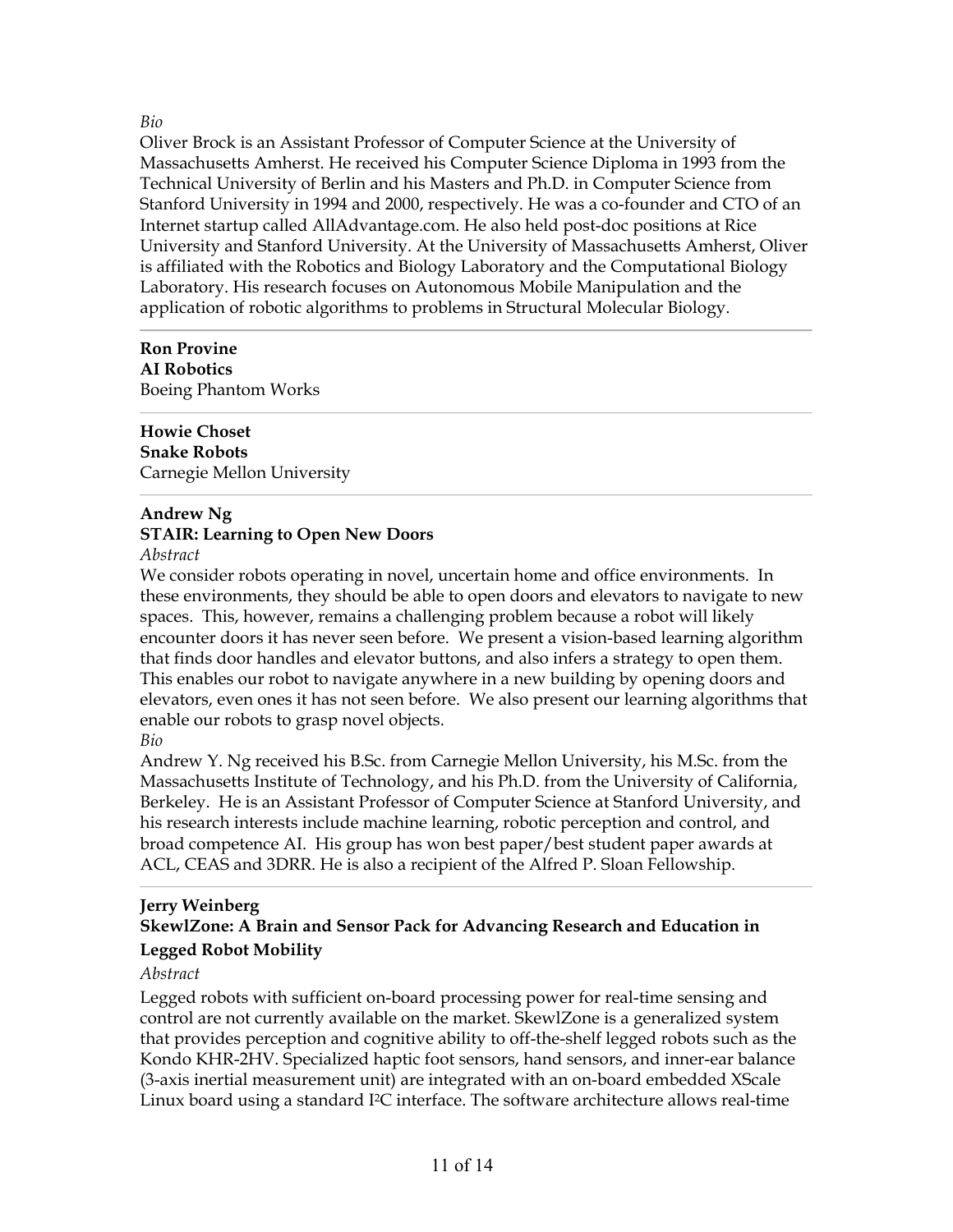*Bio*

Oliver Brock is an Assistant Professor of Computer Science at the University of Massachusetts Amherst. He received his Computer Science Diploma in 1993 from the Technical University of Berlin and his Masters and Ph.D. in Computer Science from Stanford University in 1994 and 2000, respectively. He was a co-founder and CTO of an Internet startup called AllAdvantage.com. He also held post-doc positions at Rice University and Stanford University. At the University of Massachusetts Amherst, Oliver is affiliated with the Robotics and Biology Laboratory and the Computational Biology Laboratory. His research focuses on Autonomous Mobile Manipulation and the application of robotic algorithms to problems in Structural Molecular Biology.

---

**Ron Provine**
**AI Robotics**
Boeing Phantom Works

---

**Howie Choset**
**Snake Robots**
Carnegie Mellon University

---

**Andrew Ng**
**STAIR: Learning to Open New Doors**

*Abstract*

We consider robots operating in novel, uncertain home and office environments. In these environments, they should be able to open doors and elevators to navigate to new spaces. This, however, remains a challenging problem because a robot will likely encounter doors it has never seen before. We present a vision-based learning algorithm that finds door handles and elevator buttons, and also infers a strategy to open them. This enables our robot to navigate anywhere in a new building by opening doors and elevators, even ones it has not seen before. We also present our learning algorithms that enable our robots to grasp novel objects.

*Bio*

Andrew Y. Ng received his B.Sc. from Carnegie Mellon University, his M.Sc. from the Massachusetts Institute of Technology, and his Ph.D. from the University of California, Berkeley. He is an Assistant Professor of Computer Science at Stanford University, and his research interests include machine learning, robotic perception and control, and broad competence AI. His group has won best paper/best student paper awards at ACL, CEAS and 3DRR. He is also a recipient of the Alfred P. Sloan Fellowship.

---

**Jerry Weinberg**
**SkewlZone: A Brain and Sensor Pack for Advancing Research and Education in Legged Robot Mobility**

*Abstract*

Legged robots with sufficient on-board processing power for real-time sensing and control are not currently available on the market. SkewlZone is a generalized system that provides perception and cognitive ability to off-the-shelf legged robots such as the Kondo KHR-2HV. Specialized haptic foot sensors, hand sensors, and inner-ear balance (3-axis inertial measurement unit) are integrated with an on-board embedded XScale Linux board using a standard $I^2C$ interface. The software architecture allows real-time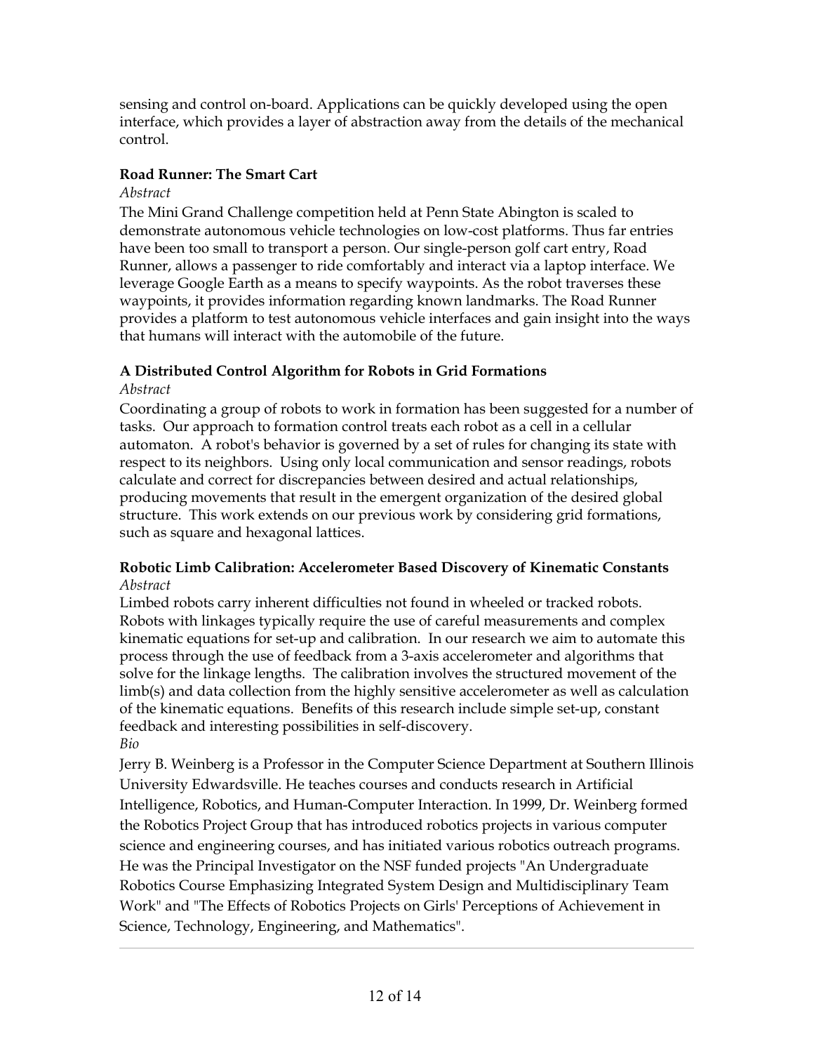sensing and control on-board. Applications can be quickly developed using the open interface, which provides a layer of abstraction away from the details of the mechanical control.

**Road Runner: The Smart Cart**

*Abstract*

The Mini Grand Challenge competition held at Penn State Abington is scaled to demonstrate autonomous vehicle technologies on low-cost platforms. Thus far entries have been too small to transport a person. Our single-person golf cart entry, Road Runner, allows a passenger to ride comfortably and interact via a laptop interface. We leverage Google Earth as a means to specify waypoints. As the robot traverses these waypoints, it provides information regarding known landmarks. The Road Runner provides a platform to test autonomous vehicle interfaces and gain insight into the ways that humans will interact with the automobile of the future.

**A Distributed Control Algorithm for Robots in Grid Formations**

*Abstract*

Coordinating a group of robots to work in formation has been suggested for a number of tasks. Our approach to formation control treats each robot as a cell in a cellular automaton. A robot's behavior is governed by a set of rules for changing its state with respect to its neighbors. Using only local communication and sensor readings, robots calculate and correct for discrepancies between desired and actual relationships, producing movements that result in the emergent organization of the desired global structure. This work extends on our previous work by considering grid formations, such as square and hexagonal lattices.

**Robotic Limb Calibration: Accelerometer Based Discovery of Kinematic Constants**

*Abstract*

Limbed robots carry inherent difficulties not found in wheeled or tracked robots. Robots with linkages typically require the use of careful measurements and complex kinematic equations for set-up and calibration. In our research we aim to automate this process through the use of feedback from a 3-axis accelerometer and algorithms that solve for the linkage lengths. The calibration involves the structured movement of the limb(s) and data collection from the highly sensitive accelerometer as well as calculation of the kinematic equations. Benefits of this research include simple set-up, constant feedback and interesting possibilities in self-discovery.

*Bio*

Jerry B. Weinberg is a Professor in the Computer Science Department at Southern Illinois University Edwardsville. He teaches courses and conducts research in Artificial Intelligence, Robotics, and Human-Computer Interaction. In 1999, Dr. Weinberg formed the Robotics Project Group that has introduced robotics projects in various computer science and engineering courses, and has initiated various robotics outreach programs. He was the Principal Investigator on the NSF funded projects "An Undergraduate Robotics Course Emphasizing Integrated System Design and Multidisciplinary Team Work" and "The Effects of Robotics Projects on Girls' Perceptions of Achievement in Science, Technology, Engineering, and Mathematics".

---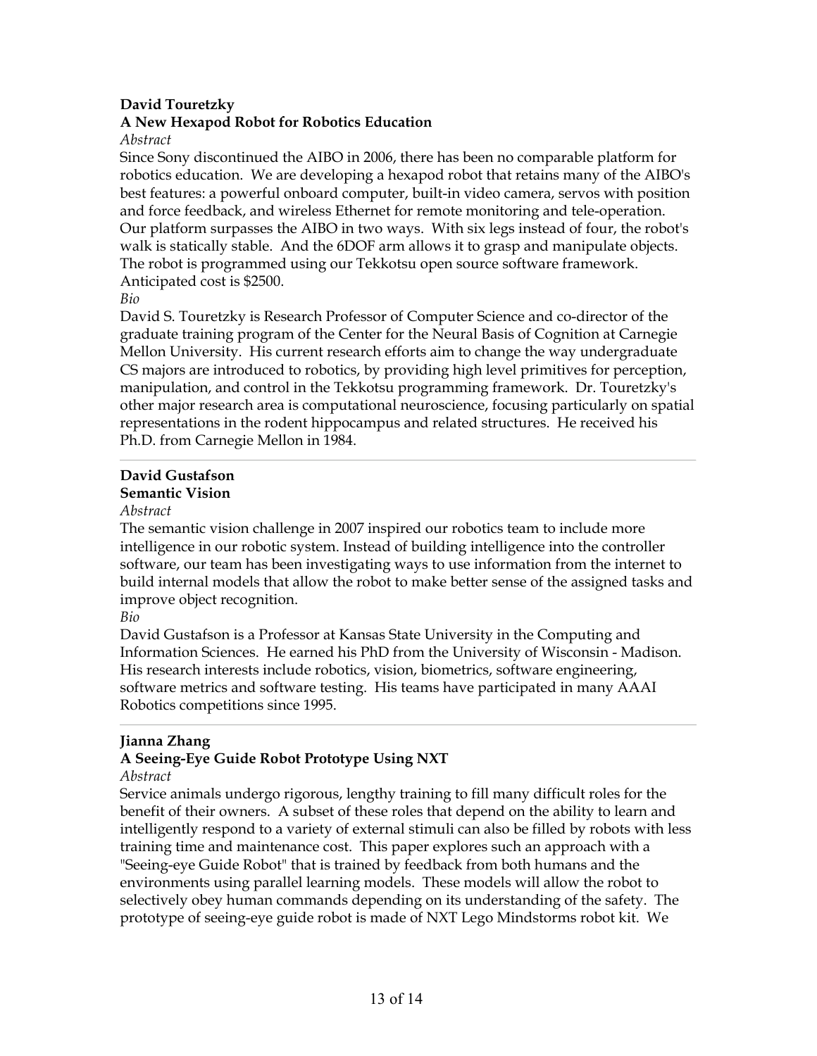**David Touretzky**

**A New Hexapod Robot for Robotics Education**

*Abstract*

Since Sony discontinued the AIBO in 2006, there has been no comparable platform for robotics education. We are developing a hexapod robot that retains many of the AIBO's best features: a powerful onboard computer, built-in video camera, servos with position and force feedback, and wireless Ethernet for remote monitoring and tele-operation. Our platform surpasses the AIBO in two ways. With six legs instead of four, the robot's walk is statically stable. And the 6DOF arm allows it to grasp and manipulate objects. The robot is programmed using our Tekkotsu open source software framework. Anticipated cost is $2500.

*Bio*

David S. Touretzky is Research Professor of Computer Science and co-director of the graduate training program of the Center for the Neural Basis of Cognition at Carnegie Mellon University. His current research efforts aim to change the way undergraduate CS majors are introduced to robotics, by providing high level primitives for perception, manipulation, and control in the Tekkotsu programming framework. Dr. Touretzky's other major research area is computational neuroscience, focusing particularly on spatial representations in the rodent hippocampus and related structures. He received his Ph.D. from Carnegie Mellon in 1984.

---

**David Gustafson**

**Semantic Vision**

*Abstract*

The semantic vision challenge in 2007 inspired our robotics team to include more intelligence in our robotic system. Instead of building intelligence into the controller software, our team has been investigating ways to use information from the internet to build internal models that allow the robot to make better sense of the assigned tasks and improve object recognition.

*Bio*

David Gustafson is a Professor at Kansas State University in the Computing and Information Sciences. He earned his PhD from the University of Wisconsin - Madison. His research interests include robotics, vision, biometrics, software engineering, software metrics and software testing. His teams have participated in many AAAI Robotics competitions since 1995.

---

**Jianna Zhang**

**A Seeing-Eye Guide Robot Prototype Using NXT**

*Abstract*

Service animals undergo rigorous, lengthy training to fill many difficult roles for the benefit of their owners. A subset of these roles that depend on the ability to learn and intelligently respond to a variety of external stimuli can also be filled by robots with less training time and maintenance cost. This paper explores such an approach with a "Seeing-eye Guide Robot" that is trained by feedback from both humans and the environments using parallel learning models. These models will allow the robot to selectively obey human commands depending on its understanding of the safety. The prototype of seeing-eye guide robot is made of NXT Lego Mindstorms robot kit. We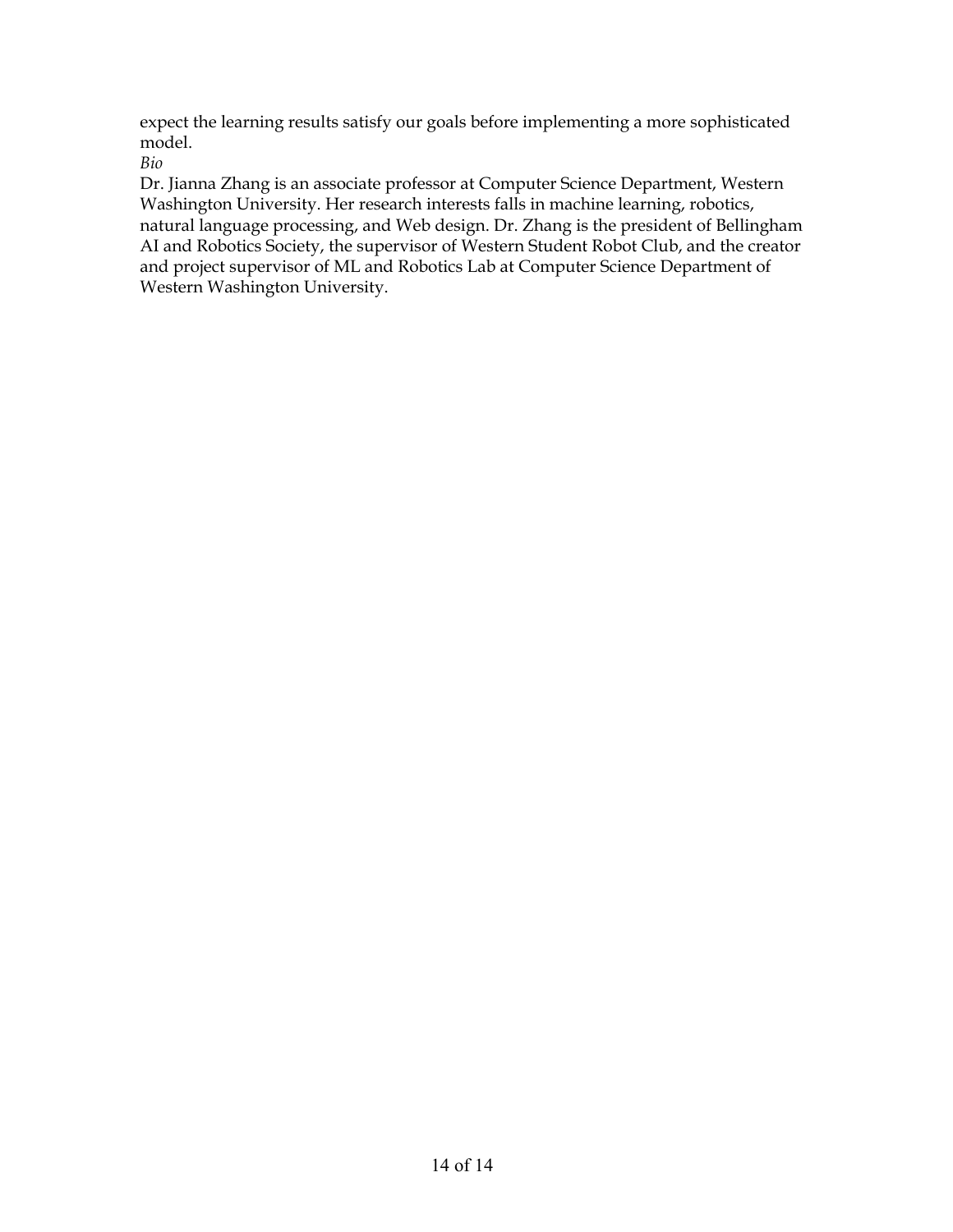expect the learning results satisfy our goals before implementing a more sophisticated model.

*Bio*

Dr. Jianna Zhang is an associate professor at Computer Science Department, Western Washington University. Her research interests falls in machine learning, robotics, natural language processing, and Web design. Dr. Zhang is the president of Bellingham AI and Robotics Society, the supervisor of Western Student Robot Club, and the creator and project supervisor of ML and Robotics Lab at Computer Science Department of Western Washington University.